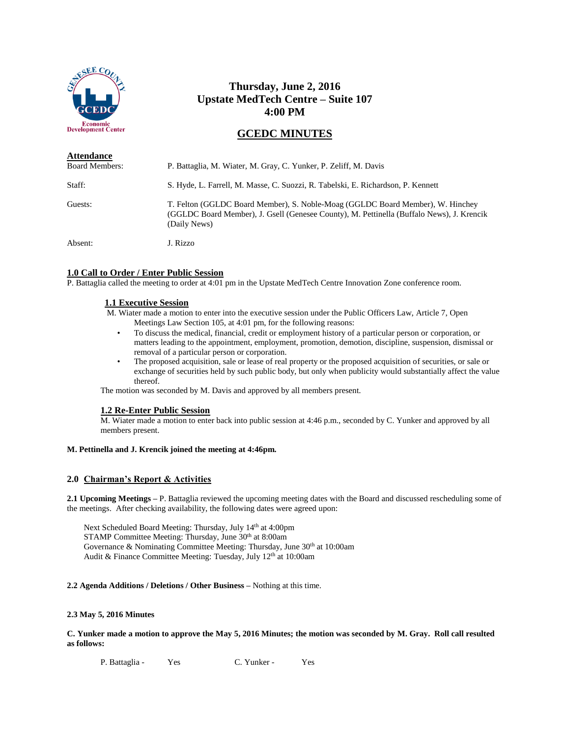# Thursday, June 2, 2016
# Upstate MedTech Centre – Suite 107
# 4:00 PM

## GCEDC MINUTES

**Attendance**

| | |
|---|---|
| Board Members: | P. Battaglia, M. Wiater, M. Gray, C. Yunker, P. Zeliff, M. Davis |
| Staff: | S. Hyde, L. Farrell, M. Masse, C. Suozzi, R. Tabelski, E. Richardson, P. Kennett |
| Guests: | T. Felton (GGLDC Board Member), S. Noble-Moag (GGLDC Board Member), W. Hinchey (GGLDC Board Member), J. Gsell (Genesee County), M. Pettinella (Buffalo News), J. Krencik (Daily News) |
| Absent: | J. Rizzo |

**1.0 Call to Order / Enter Public Session**

P. Battaglia called the meeting to order at 4:01 pm in the Upstate MedTech Centre Innovation Zone conference room.

**1.1 Executive Session**

M. Wiater made a motion to enter into the executive session under the Public Officers Law, Article 7, Open Meetings Law Section 105, at 4:01 pm, for the following reasons:

- To discuss the medical, financial, credit or employment history of a particular person or corporation, or matters leading to the appointment, employment, promotion, demotion, discipline, suspension, dismissal or removal of a particular person or corporation.
- The proposed acquisition, sale or lease of real property or the proposed acquisition of securities, or sale or exchange of securities held by such public body, but only when publicity would substantially affect the value thereof.

The motion was seconded by M. Davis and approved by all members present.

**1.2 Re-Enter Public Session**

M. Wiater made a motion to enter back into public session at 4:46 p.m., seconded by C. Yunker and approved by all members present.

**M. Pettinella and J. Krencik joined the meeting at 4:46pm.**

**2.0 Chairman's Report & Activities**

**2.1 Upcoming Meetings –** P. Battaglia reviewed the upcoming meeting dates with the Board and discussed rescheduling some of the meetings. After checking availability, the following dates were agreed upon:

Next Scheduled Board Meeting: Thursday, July 14th at 4:00pm
STAMP Committee Meeting: Thursday, June 30th at 8:00am
Governance & Nominating Committee Meeting: Thursday, June 30th at 10:00am
Audit & Finance Committee Meeting: Tuesday, July 12th at 10:00am

**2.2 Agenda Additions / Deletions / Other Business –** Nothing at this time.

**2.3 May 5, 2016 Minutes**

**C. Yunker made a motion to approve the May 5, 2016 Minutes; the motion was seconded by M. Gray. Roll call resulted as follows:**

P. Battaglia - Yes    C. Yunker - Yes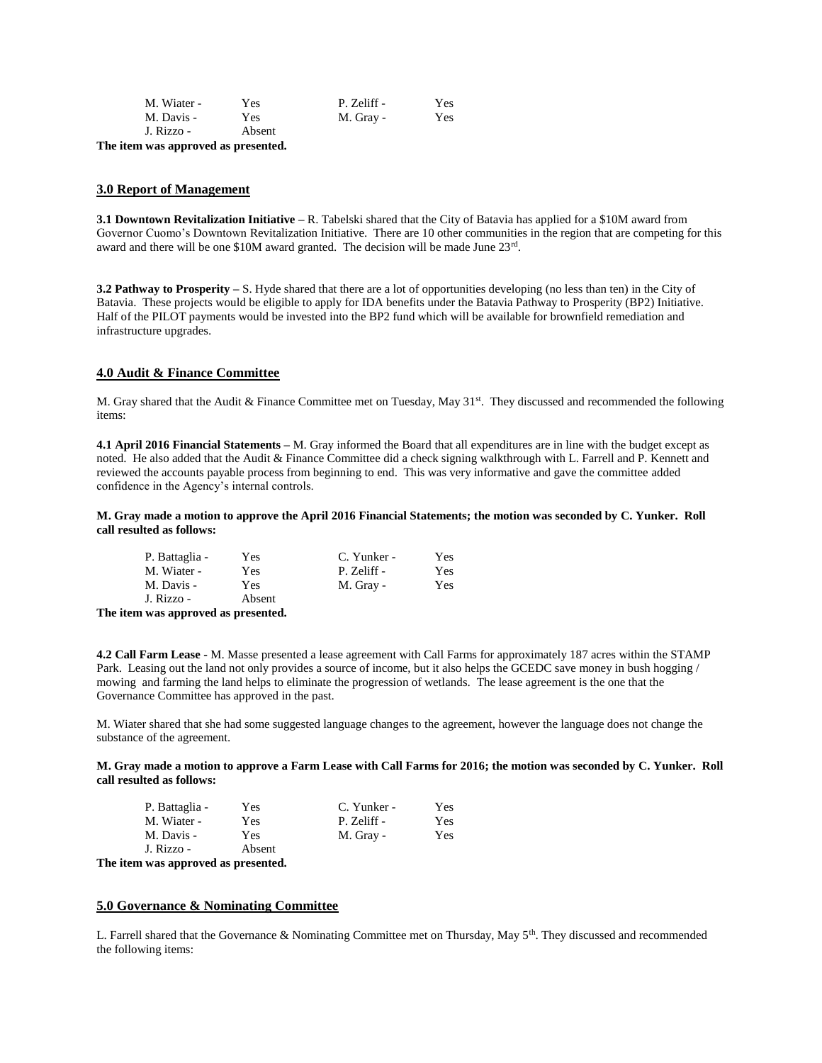| | | | |
|---|---|---|---|
| M. Wiater - | Yes | P. Zeliff - | Yes |
| M. Davis - | Yes | M. Gray - | Yes |
| J. Rizzo - | Absent | | |

**The item was approved as presented.**

## 3.0 Report of Management

**3.1 Downtown Revitalization Initiative –** R. Tabelski shared that the City of Batavia has applied for a $10M award from Governor Cuomo's Downtown Revitalization Initiative. There are 10 other communities in the region that are competing for this award and there will be one $10M award granted. The decision will be made June 23rd.

**3.2 Pathway to Prosperity –** S. Hyde shared that there are a lot of opportunities developing (no less than ten) in the City of Batavia. These projects would be eligible to apply for IDA benefits under the Batavia Pathway to Prosperity (BP2) Initiative. Half of the PILOT payments would be invested into the BP2 fund which will be available for brownfield remediation and infrastructure upgrades.

## 4.0 Audit & Finance Committee

M. Gray shared that the Audit & Finance Committee met on Tuesday, May 31st. They discussed and recommended the following items:

**4.1 April 2016 Financial Statements –** M. Gray informed the Board that all expenditures are in line with the budget except as noted. He also added that the Audit & Finance Committee did a check signing walkthrough with L. Farrell and P. Kennett and reviewed the accounts payable process from beginning to end. This was very informative and gave the committee added confidence in the Agency's internal controls.

**M. Gray made a motion to approve the April 2016 Financial Statements; the motion was seconded by C. Yunker. Roll call resulted as follows:**

| | | | |
|---|---|---|---|
| P. Battaglia - | Yes | C. Yunker - | Yes |
| M. Wiater - | Yes | P. Zeliff - | Yes |
| M. Davis - | Yes | M. Gray - | Yes |
| J. Rizzo - | Absent | | |

**The item was approved as presented.**

**4.2 Call Farm Lease -** M. Masse presented a lease agreement with Call Farms for approximately 187 acres within the STAMP Park. Leasing out the land not only provides a source of income, but it also helps the GCEDC save money in bush hogging / mowing and farming the land helps to eliminate the progression of wetlands. The lease agreement is the one that the Governance Committee has approved in the past.

M. Wiater shared that she had some suggested language changes to the agreement, however the language does not change the substance of the agreement.

**M. Gray made a motion to approve a Farm Lease with Call Farms for 2016; the motion was seconded by C. Yunker. Roll call resulted as follows:**

| | | | |
|---|---|---|---|
| P. Battaglia - | Yes | C. Yunker - | Yes |
| M. Wiater - | Yes | P. Zeliff - | Yes |
| M. Davis - | Yes | M. Gray - | Yes |
| J. Rizzo - | Absent | | |

**The item was approved as presented.**

## 5.0 Governance & Nominating Committee

L. Farrell shared that the Governance & Nominating Committee met on Thursday, May 5th. They discussed and recommended the following items: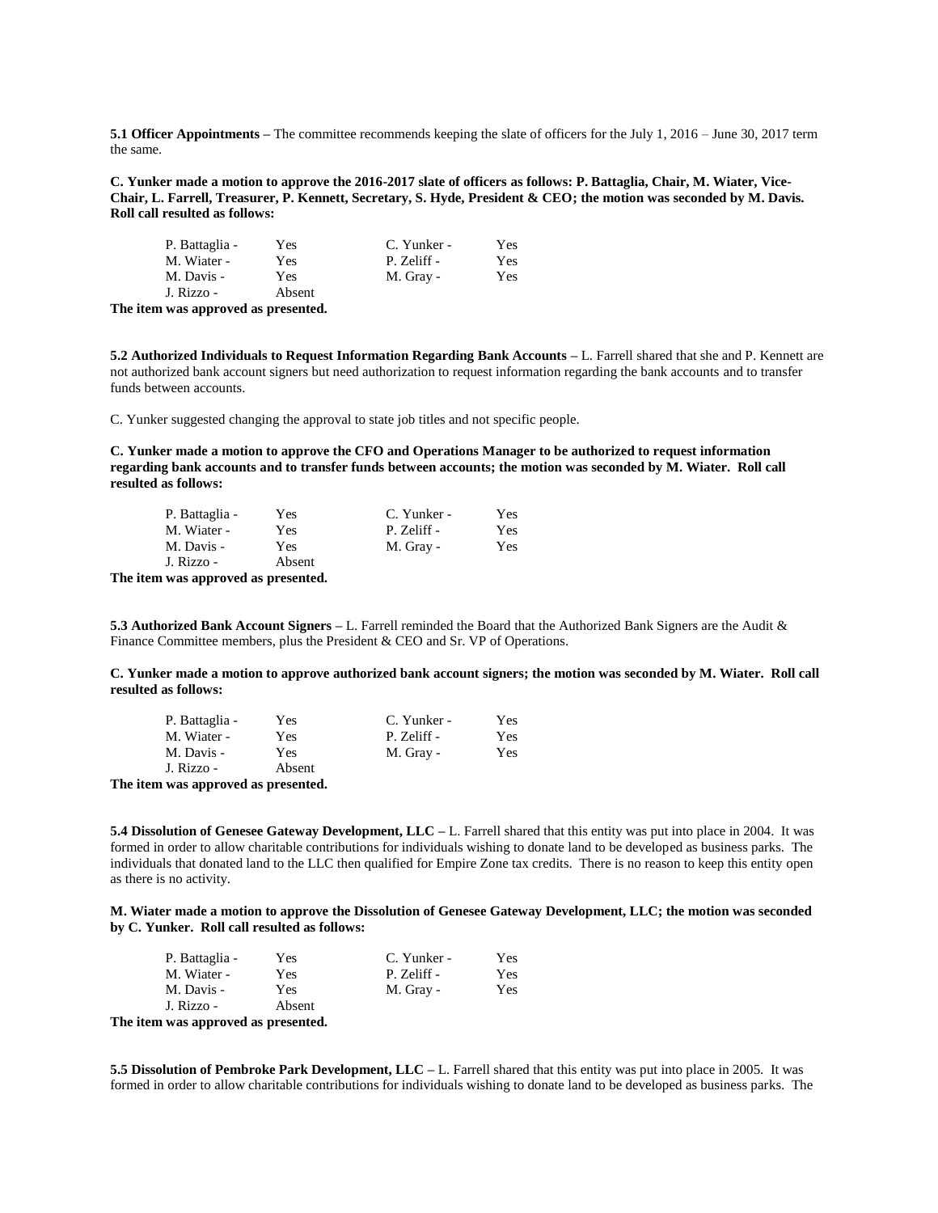**5.1 Officer Appointments –** The committee recommends keeping the slate of officers for the July 1, 2016 – June 30, 2017 term the same.

**C. Yunker made a motion to approve the 2016-2017 slate of officers as follows: P. Battaglia, Chair, M. Wiater, Vice-Chair, L. Farrell, Treasurer, P. Kennett, Secretary, S. Hyde, President & CEO; the motion was seconded by M. Davis. Roll call resulted as follows:**

| | | | |
|---|---|---|---|
| P. Battaglia - | Yes | C. Yunker - | Yes |
| M. Wiater - | Yes | P. Zeliff - | Yes |
| M. Davis - | Yes | M. Gray - | Yes |
| J. Rizzo - | Absent | | |

**The item was approved as presented.**

**5.2 Authorized Individuals to Request Information Regarding Bank Accounts –** L. Farrell shared that she and P. Kennett are not authorized bank account signers but need authorization to request information regarding the bank accounts and to transfer funds between accounts.

C. Yunker suggested changing the approval to state job titles and not specific people.

**C. Yunker made a motion to approve the CFO and Operations Manager to be authorized to request information regarding bank accounts and to transfer funds between accounts; the motion was seconded by M. Wiater. Roll call resulted as follows:**

| | | | |
|---|---|---|---|
| P. Battaglia - | Yes | C. Yunker - | Yes |
| M. Wiater - | Yes | P. Zeliff - | Yes |
| M. Davis - | Yes | M. Gray - | Yes |
| J. Rizzo - | Absent | | |

**The item was approved as presented.**

**5.3 Authorized Bank Account Signers –** L. Farrell reminded the Board that the Authorized Bank Signers are the Audit & Finance Committee members, plus the President & CEO and Sr. VP of Operations.

**C. Yunker made a motion to approve authorized bank account signers; the motion was seconded by M. Wiater. Roll call resulted as follows:**

| | | | |
|---|---|---|---|
| P. Battaglia - | Yes | C. Yunker - | Yes |
| M. Wiater - | Yes | P. Zeliff - | Yes |
| M. Davis - | Yes | M. Gray - | Yes |
| J. Rizzo - | Absent | | |

**The item was approved as presented.**

**5.4 Dissolution of Genesee Gateway Development, LLC –** L. Farrell shared that this entity was put into place in 2004. It was formed in order to allow charitable contributions for individuals wishing to donate land to be developed as business parks. The individuals that donated land to the LLC then qualified for Empire Zone tax credits. There is no reason to keep this entity open as there is no activity.

**M. Wiater made a motion to approve the Dissolution of Genesee Gateway Development, LLC; the motion was seconded by C. Yunker. Roll call resulted as follows:**

| | | | |
|---|---|---|---|
| P. Battaglia - | Yes | C. Yunker - | Yes |
| M. Wiater - | Yes | P. Zeliff - | Yes |
| M. Davis - | Yes | M. Gray - | Yes |
| J. Rizzo - | Absent | | |

**The item was approved as presented.**

**5.5 Dissolution of Pembroke Park Development, LLC –** L. Farrell shared that this entity was put into place in 2005. It was formed in order to allow charitable contributions for individuals wishing to donate land to be developed as business parks. The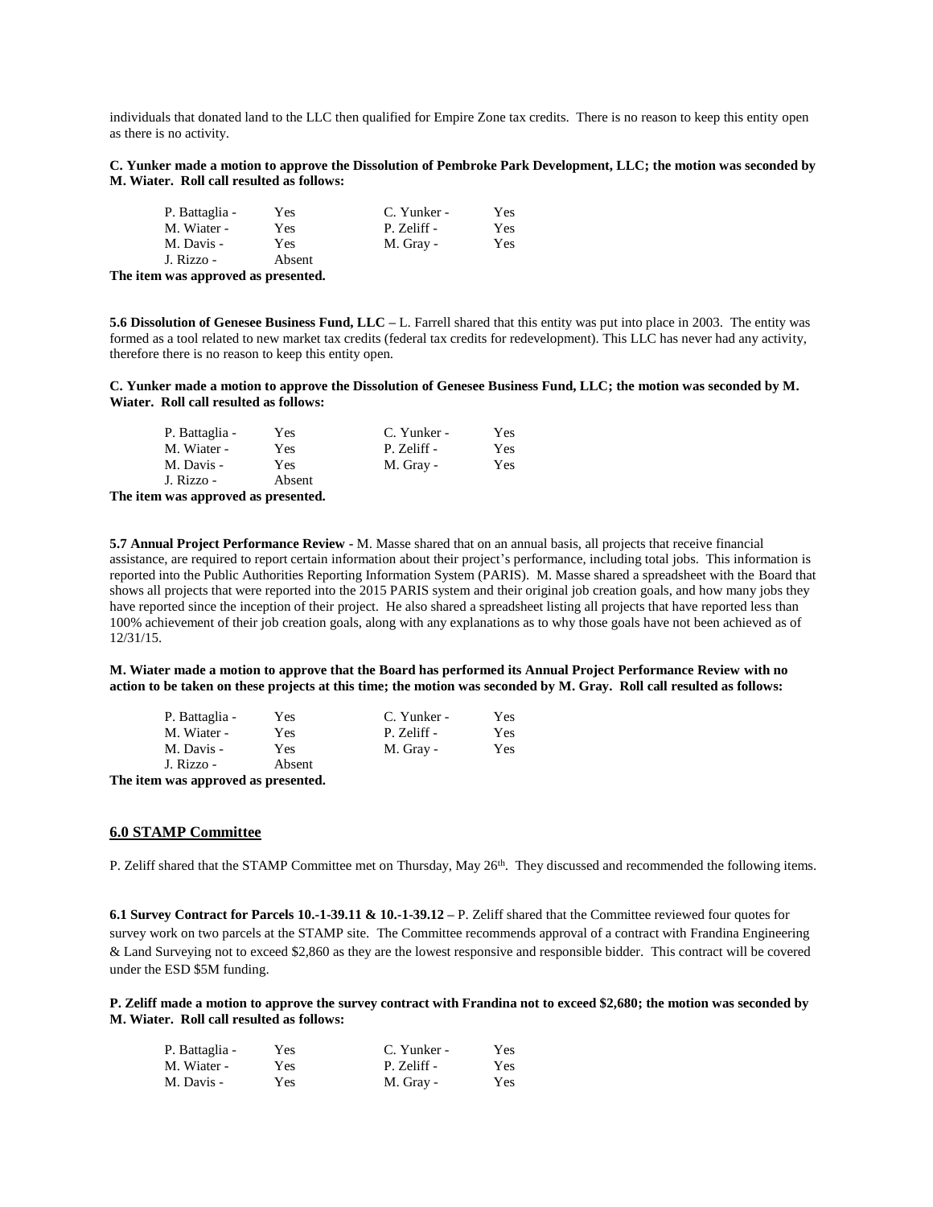individuals that donated land to the LLC then qualified for Empire Zone tax credits. There is no reason to keep this entity open as there is no activity.

**C. Yunker made a motion to approve the Dissolution of Pembroke Park Development, LLC; the motion was seconded by M. Wiater. Roll call resulted as follows:**

| | | | |
|---|---|---|---|
| P. Battaglia - | Yes | C. Yunker - | Yes |
| M. Wiater - | Yes | P. Zeliff - | Yes |
| M. Davis - | Yes | M. Gray - | Yes |
| J. Rizzo - | Absent | | |

**The item was approved as presented.**

**5.6 Dissolution of Genesee Business Fund, LLC –** L. Farrell shared that this entity was put into place in 2003. The entity was formed as a tool related to new market tax credits (federal tax credits for redevelopment). This LLC has never had any activity, therefore there is no reason to keep this entity open.

**C. Yunker made a motion to approve the Dissolution of Genesee Business Fund, LLC; the motion was seconded by M. Wiater. Roll call resulted as follows:**

| | | | |
|---|---|---|---|
| P. Battaglia - | Yes | C. Yunker - | Yes |
| M. Wiater - | Yes | P. Zeliff - | Yes |
| M. Davis - | Yes | M. Gray - | Yes |
| J. Rizzo - | Absent | | |

**The item was approved as presented.**

**5.7 Annual Project Performance Review -** M. Masse shared that on an annual basis, all projects that receive financial assistance, are required to report certain information about their project's performance, including total jobs. This information is reported into the Public Authorities Reporting Information System (PARIS). M. Masse shared a spreadsheet with the Board that shows all projects that were reported into the 2015 PARIS system and their original job creation goals, and how many jobs they have reported since the inception of their project. He also shared a spreadsheet listing all projects that have reported less than 100% achievement of their job creation goals, along with any explanations as to why those goals have not been achieved as of 12/31/15.

**M. Wiater made a motion to approve that the Board has performed its Annual Project Performance Review with no action to be taken on these projects at this time; the motion was seconded by M. Gray. Roll call resulted as follows:**

| | | | |
|---|---|---|---|
| P. Battaglia - | Yes | C. Yunker - | Yes |
| M. Wiater - | Yes | P. Zeliff - | Yes |
| M. Davis - | Yes | M. Gray - | Yes |
| J. Rizzo - | Absent | | |

**The item was approved as presented.**

## 6.0 STAMP Committee

P. Zeliff shared that the STAMP Committee met on Thursday, May 26th. They discussed and recommended the following items.

**6.1 Survey Contract for Parcels 10.-1-39.11 & 10.-1-39.12 –** P. Zeliff shared that the Committee reviewed four quotes for survey work on two parcels at the STAMP site. The Committee recommends approval of a contract with Frandina Engineering & Land Surveying not to exceed $2,860 as they are the lowest responsive and responsible bidder. This contract will be covered under the ESD $5M funding.

**P. Zeliff made a motion to approve the survey contract with Frandina not to exceed $2,680; the motion was seconded by M. Wiater. Roll call resulted as follows:**

| | | | |
|---|---|---|---|
| P. Battaglia - | Yes | C. Yunker - | Yes |
| M. Wiater - | Yes | P. Zeliff - | Yes |
| M. Davis - | Yes | M. Gray - | Yes |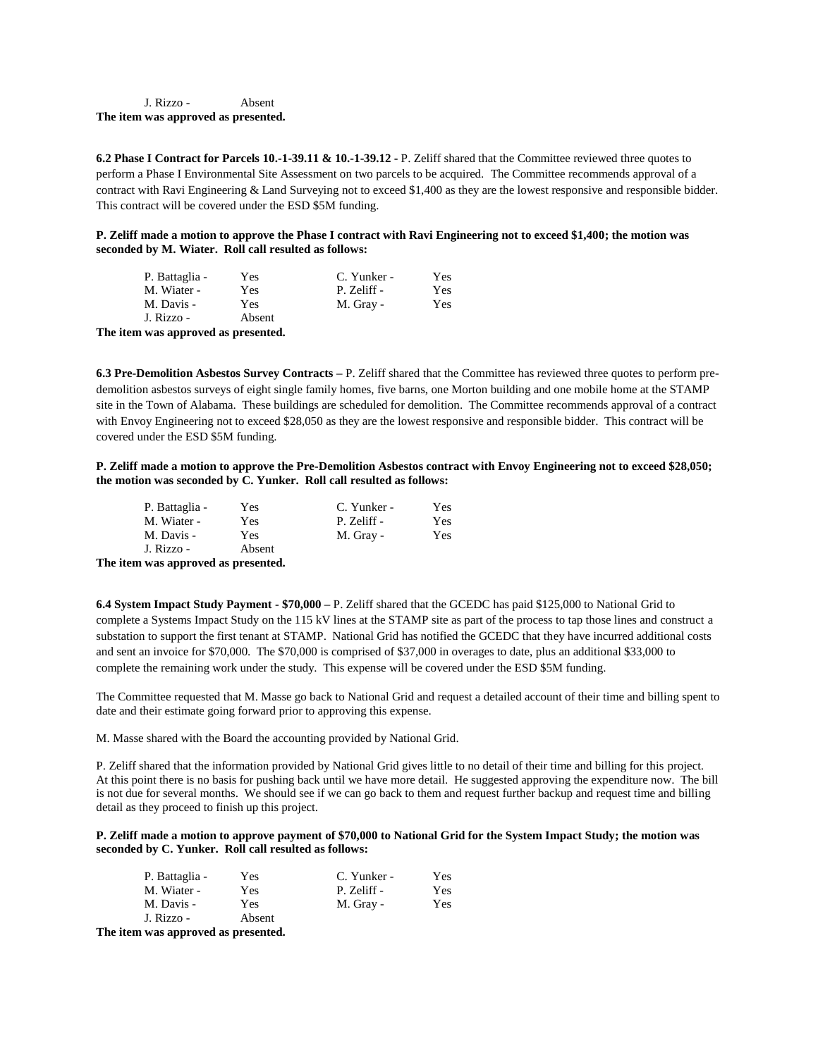J. Rizzo - Absent

**The item was approved as presented.**

**6.2 Phase I Contract for Parcels 10.-1-39.11 & 10.-1-39.12 -** P. Zeliff shared that the Committee reviewed three quotes to perform a Phase I Environmental Site Assessment on two parcels to be acquired. The Committee recommends approval of a contract with Ravi Engineering & Land Surveying not to exceed $1,400 as they are the lowest responsive and responsible bidder. This contract will be covered under the ESD $5M funding.

**P. Zeliff made a motion to approve the Phase I contract with Ravi Engineering not to exceed $1,400; the motion was seconded by M. Wiater. Roll call resulted as follows:**

| | | | |
|---|---|---|---|
| P. Battaglia - | Yes | C. Yunker - | Yes |
| M. Wiater - | Yes | P. Zeliff - | Yes |
| M. Davis - | Yes | M. Gray - | Yes |
| J. Rizzo - | Absent | | |

**The item was approved as presented.**

**6.3 Pre-Demolition Asbestos Survey Contracts –** P. Zeliff shared that the Committee has reviewed three quotes to perform pre-demolition asbestos surveys of eight single family homes, five barns, one Morton building and one mobile home at the STAMP site in the Town of Alabama. These buildings are scheduled for demolition. The Committee recommends approval of a contract with Envoy Engineering not to exceed $28,050 as they are the lowest responsive and responsible bidder. This contract will be covered under the ESD $5M funding.

**P. Zeliff made a motion to approve the Pre-Demolition Asbestos contract with Envoy Engineering not to exceed $28,050; the motion was seconded by C. Yunker. Roll call resulted as follows:**

| | | | |
|---|---|---|---|
| P. Battaglia - | Yes | C. Yunker - | Yes |
| M. Wiater - | Yes | P. Zeliff - | Yes |
| M. Davis - | Yes | M. Gray - | Yes |
| J. Rizzo - | Absent | | |

**The item was approved as presented.**

**6.4 System Impact Study Payment - $70,000 –** P. Zeliff shared that the GCEDC has paid $125,000 to National Grid to complete a Systems Impact Study on the 115 kV lines at the STAMP site as part of the process to tap those lines and construct a substation to support the first tenant at STAMP. National Grid has notified the GCEDC that they have incurred additional costs and sent an invoice for $70,000. The $70,000 is comprised of $37,000 in overages to date, plus an additional $33,000 to complete the remaining work under the study. This expense will be covered under the ESD $5M funding.

The Committee requested that M. Masse go back to National Grid and request a detailed account of their time and billing spent to date and their estimate going forward prior to approving this expense.

M. Masse shared with the Board the accounting provided by National Grid.

P. Zeliff shared that the information provided by National Grid gives little to no detail of their time and billing for this project. At this point there is no basis for pushing back until we have more detail. He suggested approving the expenditure now. The bill is not due for several months. We should see if we can go back to them and request further backup and request time and billing detail as they proceed to finish up this project.

**P. Zeliff made a motion to approve payment of $70,000 to National Grid for the System Impact Study; the motion was seconded by C. Yunker. Roll call resulted as follows:**

| | | | |
|---|---|---|---|
| P. Battaglia - | Yes | C. Yunker - | Yes |
| M. Wiater - | Yes | P. Zeliff - | Yes |
| M. Davis - | Yes | M. Gray - | Yes |
| J. Rizzo - | Absent | | |

**The item was approved as presented.**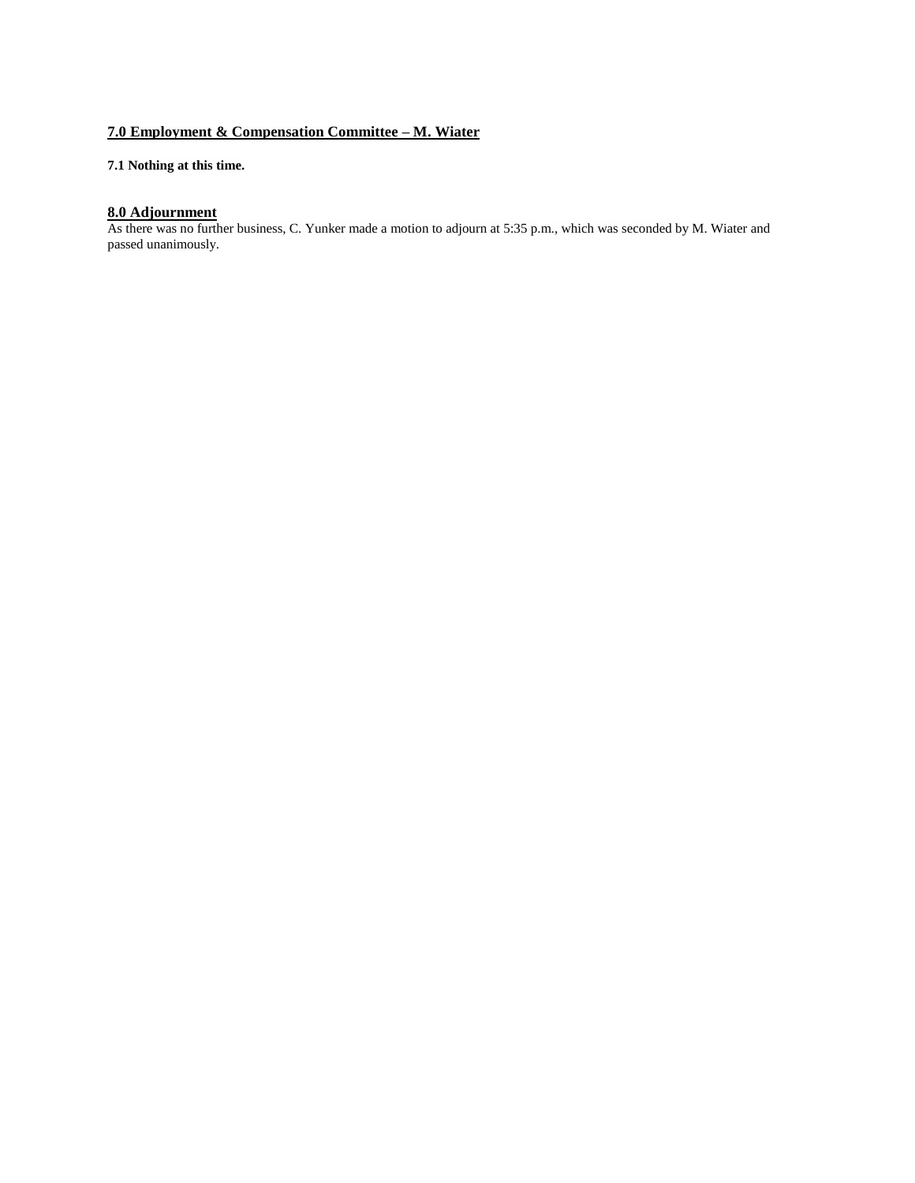## 7.0 Employment & Compensation Committee – M. Wiater

**7.1 Nothing at this time.**

## 8.0 Adjournment

As there was no further business, C. Yunker made a motion to adjourn at 5:35 p.m., which was seconded by M. Wiater and passed unanimously.